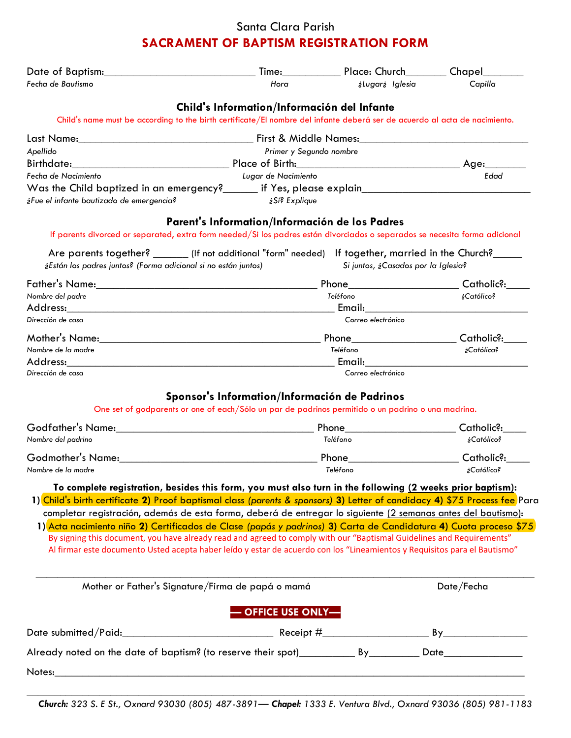Santa Clara Parish

# SACRAMENT OF BAPTISM REGISTRATION FORM

Date of Baptism:___________________________ Time:__________ Place: Church_______ Chapel_______
*Fecha de Bautismo* *Hora* *¿Lugar¿ Iglesia* *Capilla*

## Child's Information/Información del Infante

Child's name must be according to the birth certificate/El nombre del infante deberá ser de acuerdo al acta de nacimiento.

Last Name:_______________________________ First & Middle Names:______________________________
*Apellido* *Primer y Segundo nombre*

Birthdate:____________________________ Place of Birth:______________________________ Age:_______
*Fecha de Nacimiento* *Lugar de Nacimiento* *Edad*

Was the Child baptized in an emergency?______ if Yes, please explain_____________________________
*¿Fue el infante bautizado de emergencia?* *¿Sí? Explique*

## Parent's Information/Información de los Padres

If parents divorced or separated, extra form needed/Si los padres están divorciados o separados se necesita forma adicional

Are parents together? _______ (If not additional "form" needed) If together, married in the Church?_____
*¿Están los padres juntos? (Forma adicional si no están juntos)* *Si juntos, ¿Casados por la Iglesia?*

Father's Name:_________________________________________ Phone___________________ Catholic?:____
*Nombre del padre* *Teléfono* *¿Católico?*

Address:________________________________________________ Email:______________________________
*Dirección de casa* *Correo electrónico*

Mother's Name:________________________________________ Phone__________________ Catholic?:____
*Nombre de la madre* *Teléfono* *¿Católica?*

Address:________________________________________________ Email:______________________________
*Dirección de casa* *Correo electrónico*

## Sponsor's Information/Información de Padrinos

One set of godparents or one of each/Sólo un par de padrinos permitido o un padrino o una madrina.

Godfather's Name:____________________________________ Phone___________________ Catholic?:____
*Nombre del padrino* *Teléfono* *¿Católico?*

Godmother's Name:____________________________________ Phone___________________ Catholic?:____
*Nombre de la madre* *Teléfono* *¿Católica?*

**To complete registration, besides this form, you must also turn in the following (2 weeks prior baptism):**
1) Child's birth certificate **2)** Proof baptismal class *(parents & sponsors)* **3)** Letter of candidacy **4)** $75 Process fee Para completar registración, además de esta forma, deberá de entregar lo siguiente (2 semanas antes del bautismo):
1) Acta nacimiento niño **2)** Certificados de Clase *(papás y padrinos)* **3)** Carta de Candidatura **4)** Cuota proceso $75

By signing this document, you have already read and agreed to comply with our "Baptismal Guidelines and Requirements"
Al firmar este documento Usted acepta haber leído y estar de acuerdo con los "Lineamientos y Requisitos para el Bautismo"

_____________________________________________________________________________________
Mother or Father's Signature/Firma de papá o mamá Date/Fecha

**— OFFICE USE ONLY—**

Date submitted/Paid:____________________________ Receipt #___________________ By_______________

Already noted on the date of baptism? (to reserve their spot)__________ By_________ Date______________

Notes:_____________________________________________________________________________________

*Church:* *323 S. E St., Oxnard 93030 (805) 487-3891—* *Chapel:* *1333 E. Ventura Blvd., Oxnard 93036 (805) 981-1183*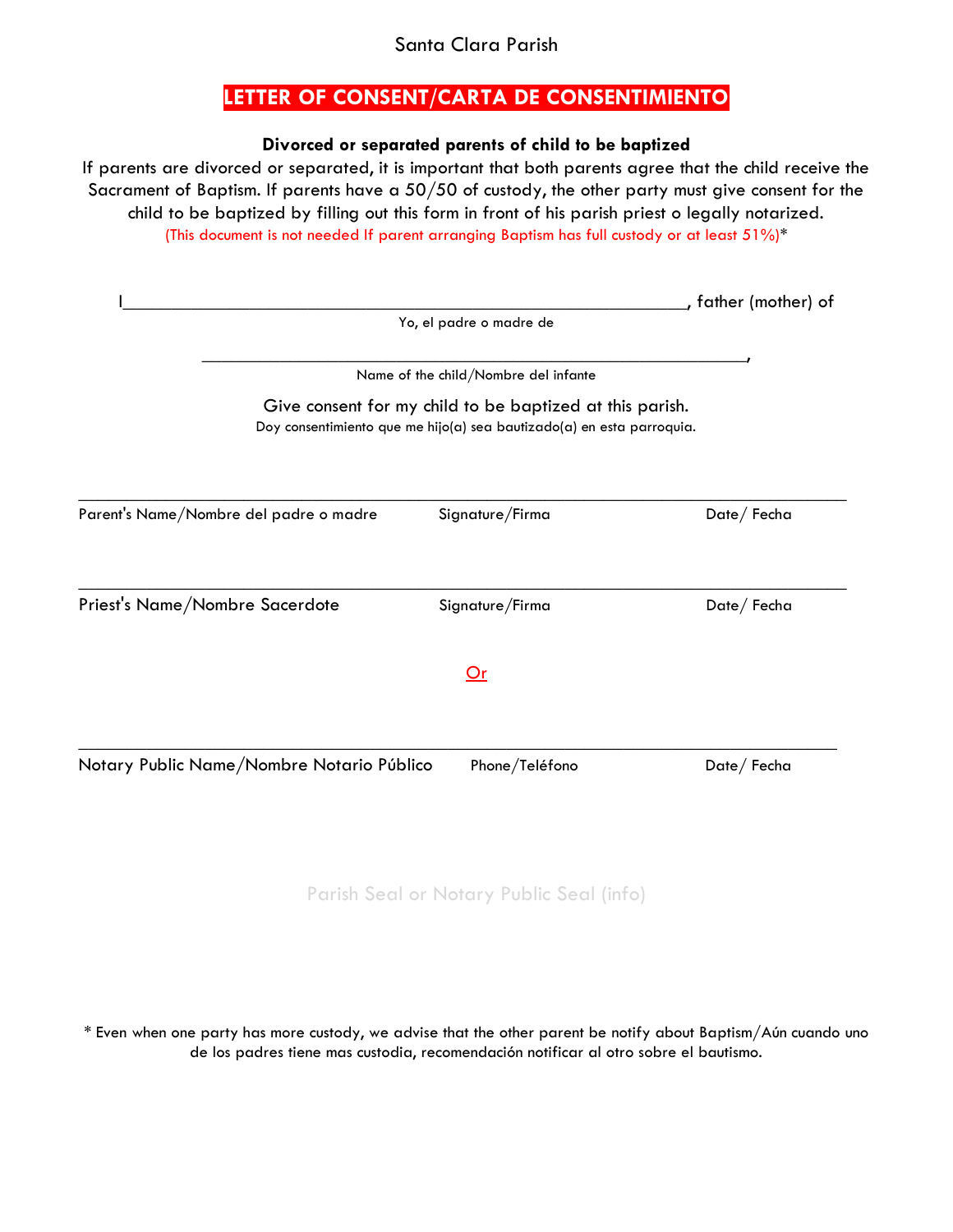Santa Clara Parish

# LETTER OF CONSENT/CARTA DE CONSENTIMIENTO

**Divorced or separated parents of child to be baptized**

If parents are divorced or separated, it is important that both parents agree that the child receive the Sacrament of Baptism. If parents have a 50/50 of custody, the other party must give consent for the child to be baptized by filling out this form in front of his parish priest o legally notarized.

(This document is not needed If parent arranging Baptism has full custody or at least 51%)*

I_______________________________________________________, father (mother) of

Yo, el padre o madre de

_______________________________________________________,

Name of the child/Nombre del infante

Give consent for my child to be baptized at this parish.

Doy consentimiento que me hijo(a) sea bautizado(a) en esta parroquia.

_____________________________________________________________________________

Parent's Name/Nombre del padre o madre Signature/Firma Date/ Fecha

_____________________________________________________________________________

Priest's Name/Nombre Sacerdote Signature/Firma Date/ Fecha

Or

_____________________________________________________________________________

Notary Public Name/Nombre Notario Público Phone/Teléfono Date/ Fecha

Parish Seal or Notary Public Seal (info)

* Even when one party has more custody, we advise that the other parent be notify about Baptism/Aún cuando uno de los padres tiene mas custodia, recomendación notificar al otro sobre el bautismo.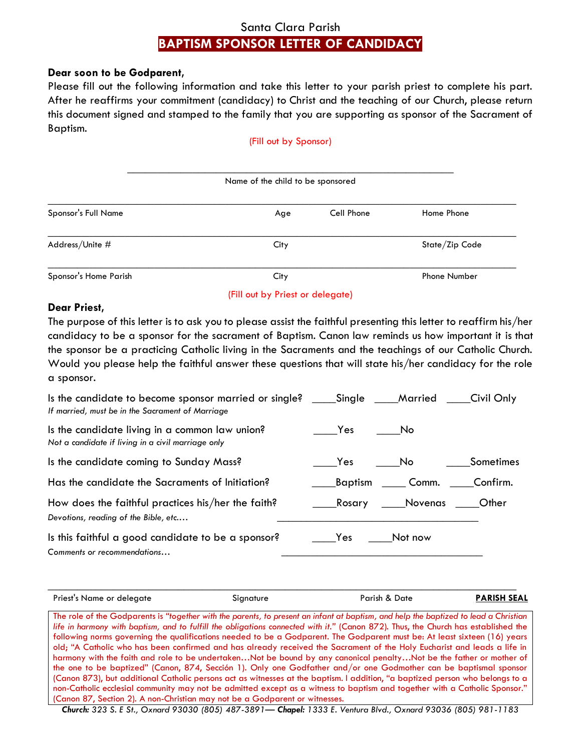Santa Clara Parish

# BAPTISM SPONSOR LETTER OF CANDIDACY

**Dear soon to be Godparent,**

Please fill out the following information and take this letter to your parish priest to complete his part. After he reaffirms your commitment (candidacy) to Christ and the teaching of our Church, please return this document signed and stamped to the family that you are supporting as sponsor of the Sacrament of Baptism.

(Fill out by Sponsor)

_______________________________________________

Name of the child to be sponsored

_______________________________________________

Sponsor's Full Name — Age — Cell Phone — Home Phone

_______________________________________________

Address/Unite # — City — State/Zip Code

_______________________________________________

Sponsor's Home Parish — City — Phone Number

(Fill out by Priest or delegate)

**Dear Priest,**

The purpose of this letter is to ask you to please assist the faithful presenting this letter to reaffirm his/her candidacy to be a sponsor for the sacrament of Baptism. Canon law reminds us how important it is that the sponsor be a practicing Catholic living in the Sacraments and the teachings of our Catholic Church. Would you please help the faithful answer these questions that will state his/her candidacy for the role a sponsor.

Is the candidate to become sponsor married or single? ____Single ____Married ____Civil Only
*If married, must be in the Sacrament of Marriage*

Is the candidate living in a common law union? ____Yes ____No
*Not a candidate if living in a civil marriage only*

Is the candidate coming to Sunday Mass? ____Yes ____No ____Sometimes

Has the candidate the Sacraments of Initiation? ____Baptism ____ Comm. ____Confirm.

How does the faithful practices his/her the faith? ____Rosary ____Novenas ____Other
*Devotions, reading of the Bible, etc.…* _______________________________________

Is this faithful a good candidate to be a sponsor? ____Yes ____Not now
*Comments or recommendations…* _______________________________________

_______________________________________________

Priest's Name or delegate — Signature — Parish & Date — **PARISH SEAL**

The role of the Godparents is *"together with the parents, to present an infant at baptism, and help the baptized to lead a Christian life in harmony with baptism, and to fulfill the obligations connected with it."* (Canon 872). Thus, the Church has established the following norms governing the qualifications needed to be a Godparent. The Godparent must be: At least sixteen (16) years old; "A Catholic who has been confirmed and has already received the Sacrament of the Holy Eucharist and leads a life in harmony with the faith and role to be undertaken…Not be bound by any canonical penalty…Not be the father or mother of the one to be baptized" (Canon, 874, Sección 1). Only one Godfather and/or one Godmother can be baptismal sponsor (Canon 873), but additional Catholic persons act as witnesses at the baptism. I addition, "a baptized person who belongs to a non-Catholic ecclesial community may not be admitted except as a witness to baptism and together with a Catholic Sponsor." (Canon 87, Section 2). A non-Christian may not be a Godparent or witnesses.

***Church:*** *323 S. E St., Oxnard 93030 (805) 487-3891—* ***Chapel:*** *1333 E. Ventura Blvd., Oxnard 93036 (805) 981-1183*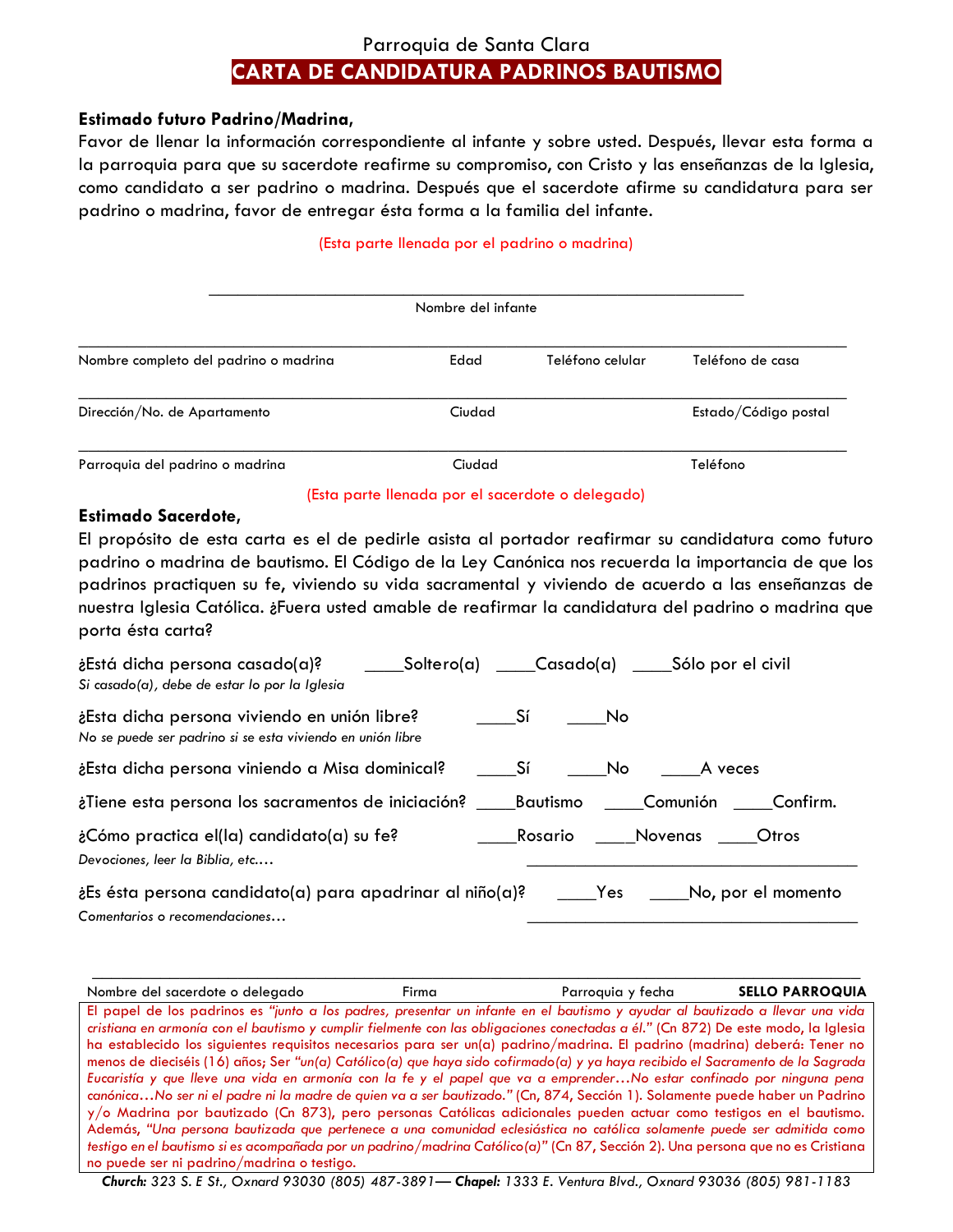# Parroquia de Santa Clara

## CARTA DE CANDIDATURA PADRINOS BAUTISMO

**Estimado futuro Padrino/Madrina,**
Favor de llenar la información correspondiente al infante y sobre usted. Después, llevar esta forma a la parroquia para que su sacerdote reafirme su compromiso, con Cristo y las enseñanzas de la Iglesia, como candidato a ser padrino o madrina. Después que el sacerdote afirme su candidatura para ser padrino o madrina, favor de entregar ésta forma a la familia del infante.

(Esta parte llenada por el padrino o madrina)

_______________________________________________
Nombre del infante

_______________________________________________________________________
Nombre completo del padrino o madrina — Edad — Teléfono celular — Teléfono de casa

_______________________________________________________________________
Dirección/No. de Apartamento — Ciudad — Estado/Código postal

_______________________________________________________________________
Parroquia del padrino o madrina — Ciudad — Teléfono

(Esta parte llenada por el sacerdote o delegado)

**Estimado Sacerdote,**
El propósito de esta carta es el de pedirle asista al portador reafirmar su candidatura como futuro padrino o madrina de bautismo. El Código de la Ley Canónica nos recuerda la importancia de que los padrinos practiquen su fe, viviendo su vida sacramental y viviendo de acuerdo a las enseñanzas de nuestra Iglesia Católica. ¿Fuera usted amable de reafirmar la candidatura del padrino o madrina que porta ésta carta?

¿Está dicha persona casado(a)? ____Soltero(a) ____Casado(a) ____Sólo por el civil
*Si casado(a), debe de estar lo por la Iglesia*

¿Esta dicha persona viviendo en unión libre? ____Sí ____No
*No se puede ser padrino si se esta viviendo en unión libre*

¿Esta dicha persona viniendo a Misa dominical? ____Sí ____No ____A veces

¿Tiene esta persona los sacramentos de iniciación? ____Bautismo ____Comunión ____Confirm.

¿Cómo practica el(la) candidato(a) su fe? ____Rosario ____Novenas ____Otros
*Devociones, leer la Biblia, etc.…* ________________________________

¿Es ésta persona candidato(a) para apadrinar al niño(a)? ____Yes ____No, por el momento
*Comentarios o recomendaciones…* ________________________________

_______________________________________________________________________
Nombre del sacerdote o delegado — Firma — Parroquia y fecha — **SELLO PARROQUIA**

El papel de los padrinos es *"junto a los padres, presentar un infante en el bautismo y ayudar al bautizado a llevar una vida cristiana en armonía con el bautismo y cumplir fielmente con las obligaciones conectadas a él."* (Cn 872) De este modo, la Iglesia ha establecido los siguientes requisitos necesarios para ser un(a) padrino/madrina. El padrino (madrina) deberá: Tener no menos de dieciséis (16) años; Ser *"un(a) Católico(a) que haya sido cofirmado(a) y ya haya recibido el Sacramento de la Sagrada Eucaristía y que lleve una vida en armonía con la fe y el papel que va a emprender…No estar confinado por ninguna pena canónica…No ser ni el padre ni la madre de quien va a ser bautizado."* (Cn, 874, Sección 1). Solamente puede haber un Padrino y/o Madrina por bautizado (Cn 873), pero personas Católicas adicionales pueden actuar como testigos en el bautismo. Además, *"Una persona bautizada que pertenece a una comunidad eclesiástica no católica solamente puede ser admitida como testigo en el bautismo si es acompañada por un padrino/madrina Católico(a)"* (Cn 87, Sección 2). Una persona que no es Cristiana no puede ser ni padrino/madrina o testigo.

***Church:*** *323 S. E St., Oxnard 93030 (805) 487-3891—* ***Chapel:*** *1333 E. Ventura Blvd., Oxnard 93036 (805) 981-1183*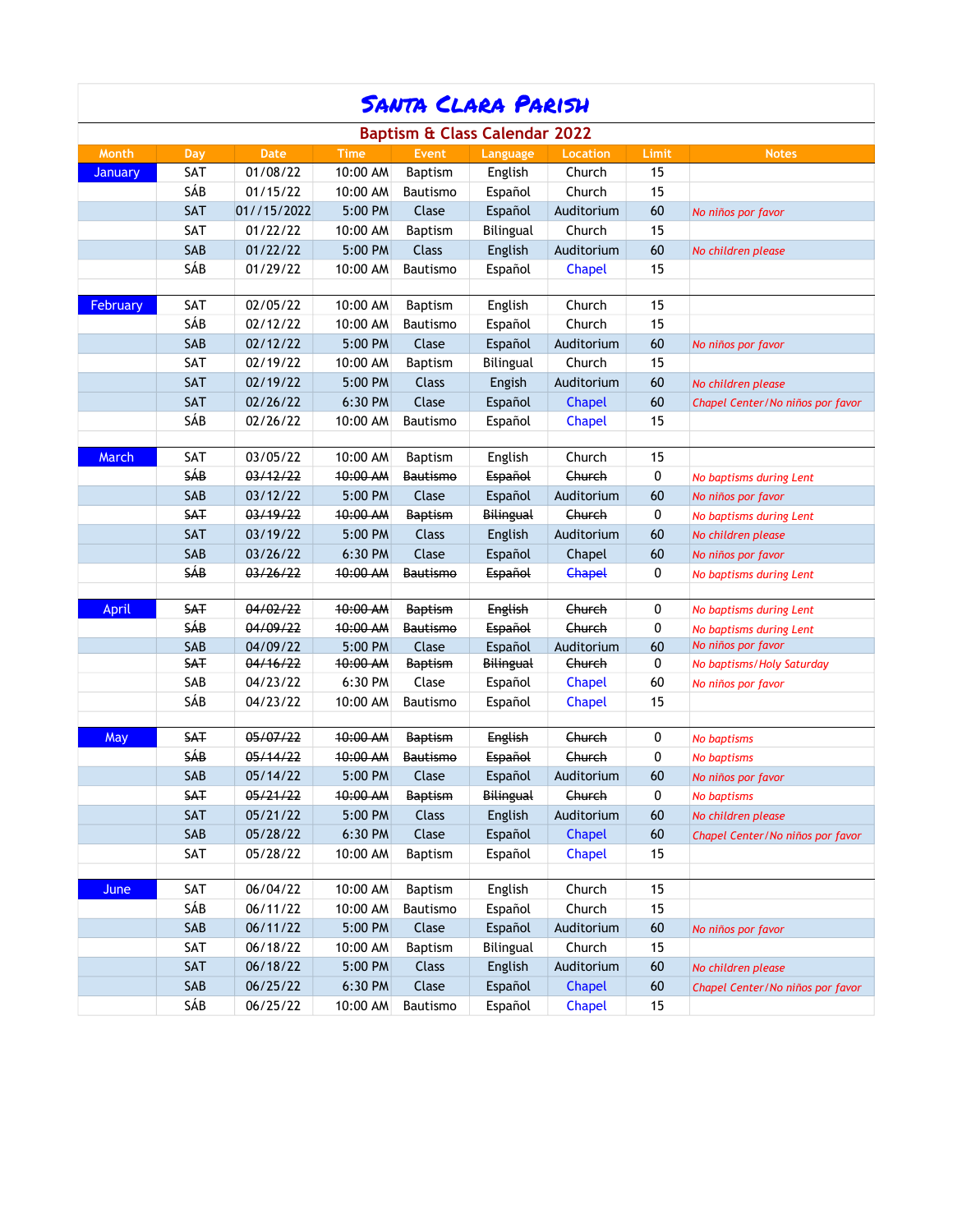# Santa Clara Parish

## Baptism & Class Calendar 2022

| Month | Day | Date | Time | Event | Language | Location | Limit | Notes |
|---|---|---|---|---|---|---|---|---|
| January | SAT | 01/08/22 | 10:00 AM | Baptism | English | Church | 15 | |
| | SÁB | 01/15/22 | 10:00 AM | Bautismo | Español | Church | 15 | |
| | SAT | 01//15/2022 | 5:00 PM | Clase | Español | Auditorium | 60 | *No niños por favor* |
| | SAT | 01/22/22 | 10:00 AM | Baptism | Bilingual | Church | 15 | |
| | SAB | 01/22/22 | 5:00 PM | Class | English | Auditorium | 60 | *No children please* |
| | SÁB | 01/29/22 | 10:00 AM | Bautismo | Español | Chapel | 15 | |
| | | | | | | | | |
| February | SAT | 02/05/22 | 10:00 AM | Baptism | English | Church | 15 | |
| | SÁB | 02/12/22 | 10:00 AM | Bautismo | Español | Church | 15 | |
| | SAB | 02/12/22 | 5:00 PM | Clase | Español | Auditorium | 60 | *No niños por favor* |
| | SAT | 02/19/22 | 10:00 AM | Baptism | Bilingual | Church | 15 | |
| | SAT | 02/19/22 | 5:00 PM | Class | Engish | Auditorium | 60 | *No children please* |
| | SAT | 02/26/22 | 6:30 PM | Clase | Español | Chapel | 60 | *Chapel Center/No niños por favor* |
| | SÁB | 02/26/22 | 10:00 AM | Bautismo | Español | Chapel | 15 | |
| | | | | | | | | |
| March | SAT | 03/05/22 | 10:00 AM | Baptism | English | Church | 15 | |
| | ~~SÁB~~ | ~~03/12/22~~ | ~~10:00 AM~~ | ~~Bautismo~~ | ~~Español~~ | ~~Church~~ | 0 | *No baptisms during Lent* |
| | SAB | 03/12/22 | 5:00 PM | Clase | Español | Auditorium | 60 | *No niños por favor* |
| | ~~SAT~~ | ~~03/19/22~~ | ~~10:00 AM~~ | ~~Baptism~~ | ~~Bilingual~~ | ~~Church~~ | 0 | *No baptisms during Lent* |
| | SAT | 03/19/22 | 5:00 PM | Class | English | Auditorium | 60 | *No children please* |
| | SAB | 03/26/22 | 6:30 PM | Clase | Español | Chapel | 60 | *No niños por favor* |
| | ~~SÁB~~ | ~~03/26/22~~ | ~~10:00 AM~~ | ~~Bautismo~~ | ~~Español~~ | ~~Chapel~~ | 0 | *No baptisms during Lent* |
| | | | | | | | | |
| April | ~~SAT~~ | ~~04/02/22~~ | ~~10:00 AM~~ | ~~Baptism~~ | ~~English~~ | ~~Church~~ | 0 | *No baptisms during Lent* |
| | ~~SÁB~~ | ~~04/09/22~~ | ~~10:00 AM~~ | ~~Bautismo~~ | ~~Español~~ | ~~Church~~ | 0 | *No baptisms during Lent* |
| | SAB | 04/09/22 | 5:00 PM | Clase | Español | Auditorium | 60 | *No niños por favor* |
| | ~~SAT~~ | ~~04/16/22~~ | ~~10:00 AM~~ | ~~Baptism~~ | ~~Bilingual~~ | ~~Church~~ | 0 | *No baptisms/Holy Saturday* |
| | SAB | 04/23/22 | 6:30 PM | Clase | Español | Chapel | 60 | *No niños por favor* |
| | SÁB | 04/23/22 | 10:00 AM | Bautismo | Español | Chapel | 15 | |
| | | | | | | | | |
| May | ~~SAT~~ | ~~05/07/22~~ | ~~10:00 AM~~ | ~~Baptism~~ | ~~English~~ | ~~Church~~ | 0 | *No baptisms* |
| | ~~SÁB~~ | ~~05/14/22~~ | ~~10:00 AM~~ | ~~Bautismo~~ | ~~Español~~ | ~~Church~~ | 0 | *No baptisms* |
| | SAB | 05/14/22 | 5:00 PM | Clase | Español | Auditorium | 60 | *No niños por favor* |
| | ~~SAT~~ | ~~05/21/22~~ | ~~10:00 AM~~ | ~~Baptism~~ | ~~Bilingual~~ | ~~Church~~ | 0 | *No baptisms* |
| | SAT | 05/21/22 | 5:00 PM | Class | English | Auditorium | 60 | *No children please* |
| | SAB | 05/28/22 | 6:30 PM | Clase | Español | Chapel | 60 | *Chapel Center/No niños por favor* |
| | SAT | 05/28/22 | 10:00 AM | Baptism | Español | Chapel | 15 | |
| | | | | | | | | |
| June | SAT | 06/04/22 | 10:00 AM | Baptism | English | Church | 15 | |
| | SÁB | 06/11/22 | 10:00 AM | Bautismo | Español | Church | 15 | |
| | SAB | 06/11/22 | 5:00 PM | Clase | Español | Auditorium | 60 | *No niños por favor* |
| | SAT | 06/18/22 | 10:00 AM | Baptism | Bilingual | Church | 15 | |
| | SAT | 06/18/22 | 5:00 PM | Class | English | Auditorium | 60 | *No children please* |
| | SAB | 06/25/22 | 6:30 PM | Clase | Español | Chapel | 60 | *Chapel Center/No niños por favor* |
| | SÁB | 06/25/22 | 10:00 AM | Bautismo | Español | Chapel | 15 | |